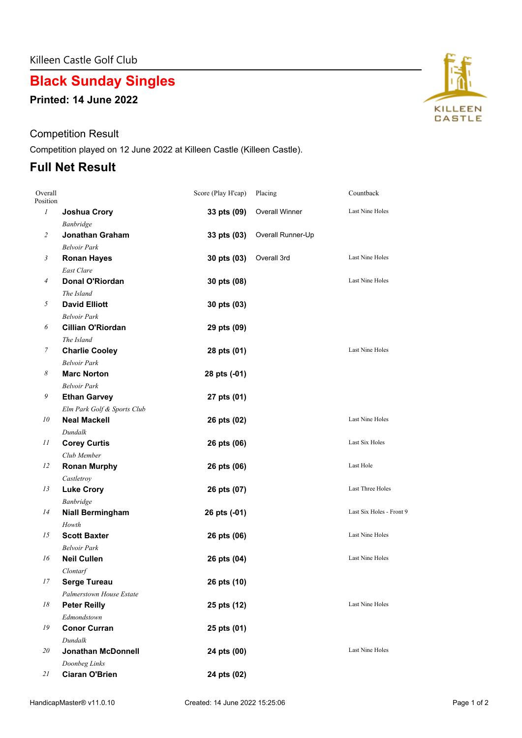Killeen Castle Golf Club

# Black Sunday Singles

**Printed: 14 June 2022**

## Competition Result

Competition played on 12 June 2022 at Killeen Castle (Killeen Castle).

## Full Net Result

| Overall Position | | Score (Play H'cap) | Placing | Countback |
|---|---|---|---|---|
| 1 | **Joshua Crory** *Banbridge* | **33 pts (09)** | Overall Winner | Last Nine Holes |
| 2 | **Jonathan Graham** *Belvoir Park* | **33 pts (03)** | Overall Runner-Up | |
| 3 | **Ronan Hayes** *East Clare* | **30 pts (03)** | Overall 3rd | Last Nine Holes |
| 4 | **Donal O'Riordan** *The Island* | **30 pts (08)** | | Last Nine Holes |
| 5 | **David Elliott** *Belvoir Park* | **30 pts (03)** | | |
| 6 | **Cillian O'Riordan** *The Island* | **29 pts (09)** | | |
| 7 | **Charlie Cooley** *Belvoir Park* | **28 pts (01)** | | Last Nine Holes |
| 8 | **Marc Norton** *Belvoir Park* | **28 pts (-01)** | | |
| 9 | **Ethan Garvey** *Elm Park Golf & Sports Club* | **27 pts (01)** | | |
| 10 | **Neal Mackell** *Dundalk* | **26 pts (02)** | | Last Nine Holes |
| 11 | **Corey Curtis** *Club Member* | **26 pts (06)** | | Last Six Holes |
| 12 | **Ronan Murphy** *Castletroy* | **26 pts (06)** | | Last Hole |
| 13 | **Luke Crory** *Banbridge* | **26 pts (07)** | | Last Three Holes |
| 14 | **Niall Bermingham** *Howth* | **26 pts (-01)** | | Last Six Holes - Front 9 |
| 15 | **Scott Baxter** *Belvoir Park* | **26 pts (06)** | | Last Nine Holes |
| 16 | **Neil Cullen** *Clontarf* | **26 pts (04)** | | Last Nine Holes |
| 17 | **Serge Tureau** *Palmerstown House Estate* | **26 pts (10)** | | |
| 18 | **Peter Reilly** *Edmondstown* | **25 pts (12)** | | Last Nine Holes |
| 19 | **Conor Curran** *Dundalk* | **25 pts (01)** | | |
| 20 | **Jonathan McDonnell** *Doonbeg Links* | **24 pts (00)** | | Last Nine Holes |
| 21 | **Ciaran O'Brien** | **24 pts (02)** | | |

HandicapMaster® v11.0.10 Created: 14 June 2022 15:25:06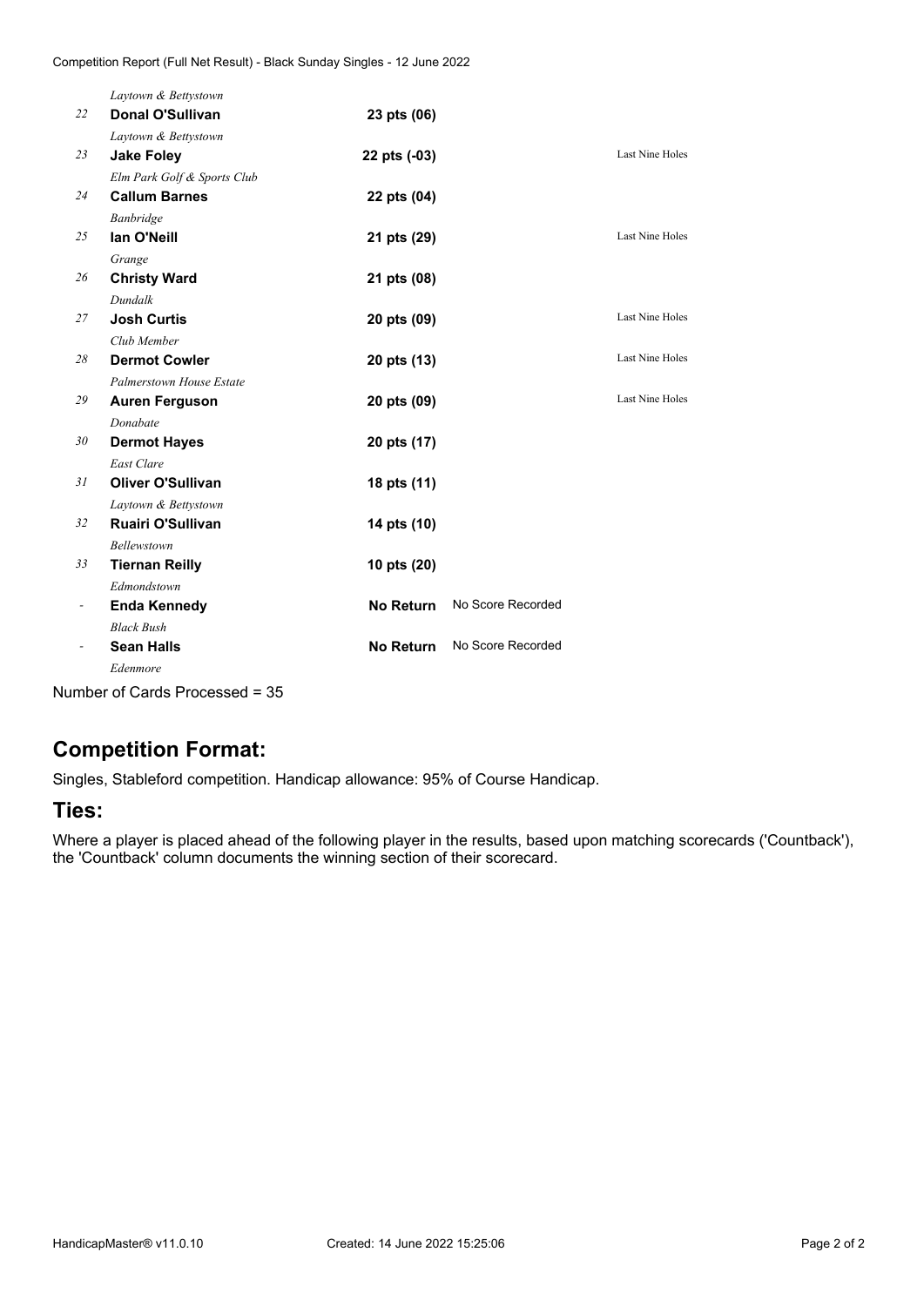| | | | | |
|---|---|---|---|---|
| | *Laytown & Bettystown* | | | |
| *22* | **Donal O'Sullivan** *Laytown & Bettystown* | **23 pts (06)** | | |
| *23* | **Jake Foley** *Elm Park Golf & Sports Club* | **22 pts (-03)** | | Last Nine Holes |
| *24* | **Callum Barnes** *Banbridge* | **22 pts (04)** | | |
| *25* | **Ian O'Neill** *Grange* | **21 pts (29)** | | Last Nine Holes |
| *26* | **Christy Ward** *Dundalk* | **21 pts (08)** | | |
| *27* | **Josh Curtis** *Club Member* | **20 pts (09)** | | Last Nine Holes |
| *28* | **Dermot Cowler** *Palmerstown House Estate* | **20 pts (13)** | | Last Nine Holes |
| *29* | **Auren Ferguson** *Donabate* | **20 pts (09)** | | Last Nine Holes |
| *30* | **Dermot Hayes** *East Clare* | **20 pts (17)** | | |
| *31* | **Oliver O'Sullivan** *Laytown & Bettystown* | **18 pts (11)** | | |
| *32* | **Ruairi O'Sullivan** *Bellewstown* | **14 pts (10)** | | |
| *33* | **Tiernan Reilly** *Edmondstown* | **10 pts (20)** | | |
| - | **Enda Kennedy** *Black Bush* | **No Return** | No Score Recorded | |
| - | **Sean Halls** *Edenmore* | **No Return** | No Score Recorded | |

Number of Cards Processed = 35

## Competition Format:

Singles, Stableford competition. Handicap allowance: 95% of Course Handicap.

## Ties:

Where a player is placed ahead of the following player in the results, based upon matching scorecards ('Countback'), the 'Countback' column documents the winning section of their scorecard.